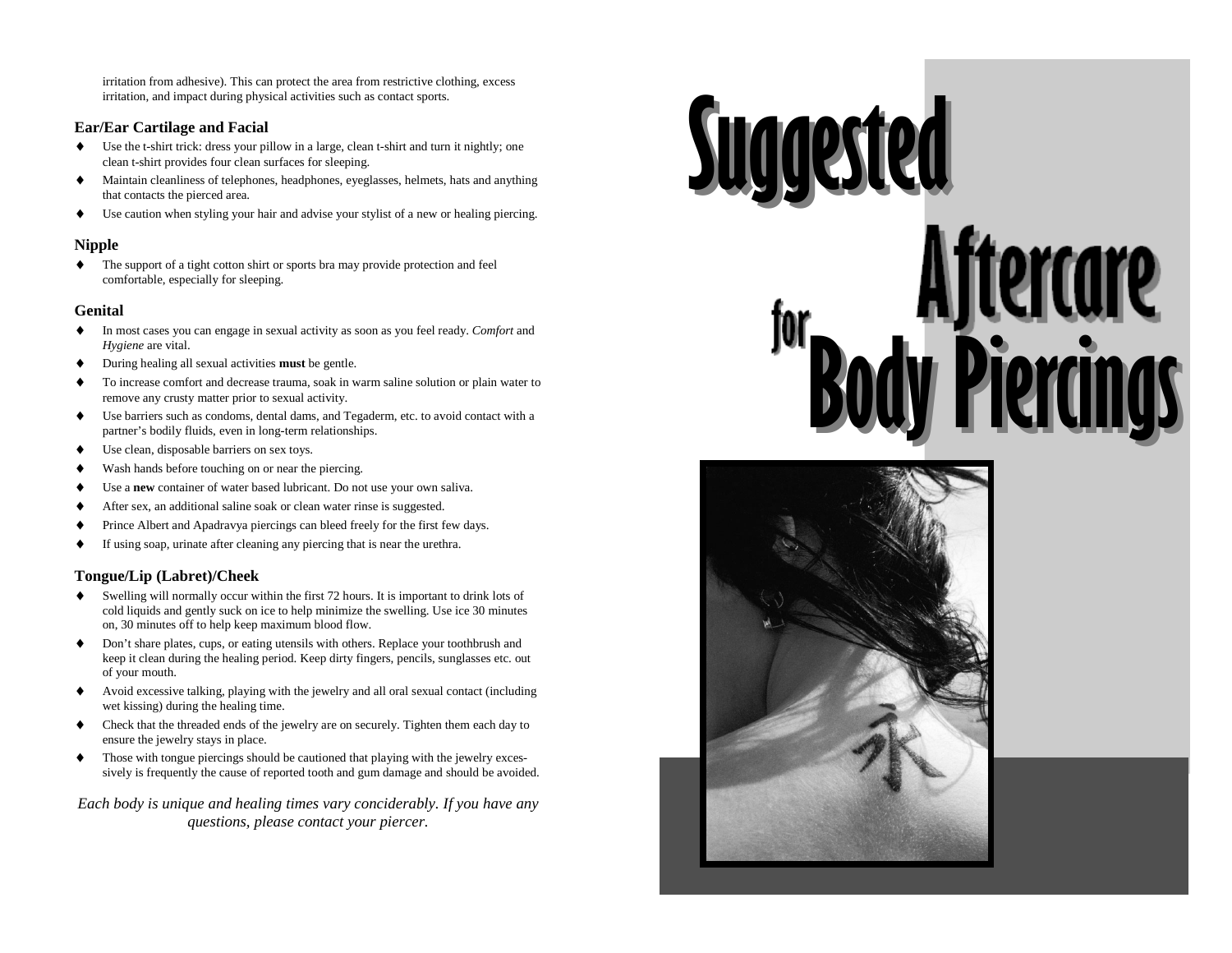irritation from adhesive). This can protect the area from restrictive clothing, excess irritation, and impact during physical activities such as contact sports.

### Ear/Ear Cartilage and Facial

- Use the t-shirt trick: dress your pillow in a large, clean t-shirt and turn it nightly; one clean t-shirt provides four clean surfaces for sleeping.
- Maintain cleanliness of telephones, headphones, eyeglasses, helmets, hats and anything that contacts the pierced area.
- Use caution when styling your hair and advise your stylist of a new or healing piercing.

### Nipple

- The support of a tight cotton shirt or sports bra may provide protection and feel comfortable, especially for sleeping.

### Genital

- In most cases you can engage in sexual activity as soon as you feel ready. *Comfort* and *Hygiene* are vital.
- During healing all sexual activities **must** be gentle.
- To increase comfort and decrease trauma, soak in warm saline solution or plain water to remove any crusty matter prior to sexual activity.
- Use barriers such as condoms, dental dams, and Tegaderm, etc. to avoid contact with a partner's bodily fluids, even in long-term relationships.
- Use clean, disposable barriers on sex toys.
- Wash hands before touching on or near the piercing.
- Use a **new** container of water based lubricant. Do not use your own saliva.
- After sex, an additional saline soak or clean water rinse is suggested.
- Prince Albert and Apadravya piercings can bleed freely for the first few days.
- If using soap, urinate after cleaning any piercing that is near the urethra.

### Tongue/Lip (Labret)/Cheek

- Swelling will normally occur within the first 72 hours. It is important to drink lots of cold liquids and gently suck on ice to help minimize the swelling. Use ice 30 minutes on, 30 minutes off to help keep maximum blood flow.
- Don't share plates, cups, or eating utensils with others. Replace your toothbrush and keep it clean during the healing period. Keep dirty fingers, pencils, sunglasses etc. out of your mouth.
- Avoid excessive talking, playing with the jewelry and all oral sexual contact (including wet kissing) during the healing time.
- Check that the threaded ends of the jewelry are on securely. Tighten them each day to ensure the jewelry stays in place.
- Those with tongue piercings should be cautioned that playing with the jewelry excessively is frequently the cause of reported tooth and gum damage and should be avoided.

*Each body is unique and healing times vary conciderably. If you have any questions, please contact your piercer.*

# Suggested Aftercare for Body Piercings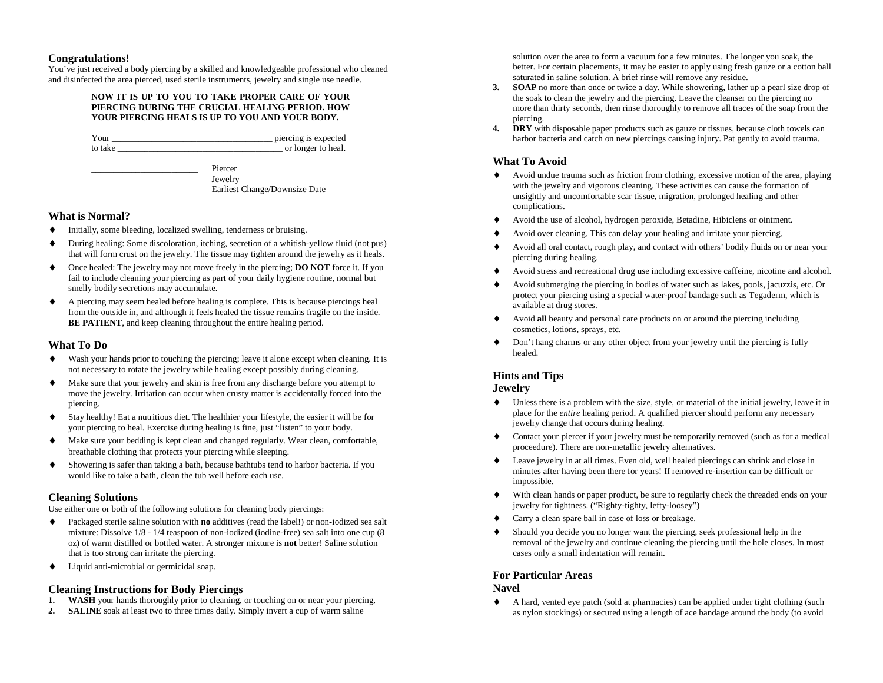## Congratulations!

You've just received a body piercing by a skilled and knowledgeable professional who cleaned and disinfected the area pierced, used sterile instruments, jewelry and single use needle.

**NOW IT IS UP TO YOU TO TAKE PROPER CARE OF YOUR PIERCING DURING THE CRUCIAL HEALING PERIOD. HOW YOUR PIERCING HEALS IS UP TO YOU AND YOUR BODY.**

Your ___________________________________ piercing is expected to take ____________________________________ or longer to heal.

_______________________ Piercer
_______________________ Jewelry
_______________________ Earliest Change/Downsize Date

## What is Normal?

- Initially, some bleeding, localized swelling, tenderness or bruising.
- During healing: Some discoloration, itching, secretion of a whitish-yellow fluid (not pus) that will form crust on the jewelry. The tissue may tighten around the jewelry as it heals.
- Once healed: The jewelry may not move freely in the piercing; **DO NOT** force it. If you fail to include cleaning your piercing as part of your daily hygiene routine, normal but smelly bodily secretions may accumulate.
- A piercing may seem healed before healing is complete. This is because piercings heal from the outside in, and although it feels healed the tissue remains fragile on the inside. **BE PATIENT**, and keep cleaning throughout the entire healing period.

## What To Do

- Wash your hands prior to touching the piercing; leave it alone except when cleaning. It is not necessary to rotate the jewelry while healing except possibly during cleaning.
- Make sure that your jewelry and skin is free from any discharge before you attempt to move the jewelry. Irritation can occur when crusty matter is accidentally forced into the piercing.
- Stay healthy! Eat a nutritious diet. The healthier your lifestyle, the easier it will be for your piercing to heal. Exercise during healing is fine, just "listen" to your body.
- Make sure your bedding is kept clean and changed regularly. Wear clean, comfortable, breathable clothing that protects your piercing while sleeping.
- Showering is safer than taking a bath, because bathtubs tend to harbor bacteria. If you would like to take a bath, clean the tub well before each use.

## Cleaning Solutions

Use either one or both of the following solutions for cleaning body piercings:

- Packaged sterile saline solution with **no** additives (read the label!) or non-iodized sea salt mixture: Dissolve 1/8 - 1/4 teaspoon of non-iodized (iodine-free) sea salt into one cup (8 oz) of warm distilled or bottled water. A stronger mixture is **not** better! Saline solution that is too strong can irritate the piercing.
- Liquid anti-microbial or germicidal soap.

## Cleaning Instructions for Body Piercings

1. **WASH** your hands thoroughly prior to cleaning, or touching on or near your piercing.
2. **SALINE** soak at least two to three times daily. Simply invert a cup of warm saline solution over the area to form a vacuum for a few minutes. The longer you soak, the better. For certain placements, it may be easier to apply using fresh gauze or a cotton ball saturated in saline solution. A brief rinse will remove any residue.
3. **SOAP** no more than once or twice a day. While showering, lather up a pearl size drop of the soak to clean the jewelry and the piercing. Leave the cleanser on the piercing no more than thirty seconds, then rinse thoroughly to remove all traces of the soap from the piercing.
4. **DRY** with disposable paper products such as gauze or tissues, because cloth towels can harbor bacteria and catch on new piercings causing injury. Pat gently to avoid trauma.

## What To Avoid

- Avoid undue trauma such as friction from clothing, excessive motion of the area, playing with the jewelry and vigorous cleaning. These activities can cause the formation of unsightly and uncomfortable scar tissue, migration, prolonged healing and other complications.
- Avoid the use of alcohol, hydrogen peroxide, Betadine, Hibiclens or ointment.
- Avoid over cleaning. This can delay your healing and irritate your piercing.
- Avoid all oral contact, rough play, and contact with others' bodily fluids on or near your piercing during healing.
- Avoid stress and recreational drug use including excessive caffeine, nicotine and alcohol.
- Avoid submerging the piercing in bodies of water such as lakes, pools, jacuzzis, etc. Or protect your piercing using a special water-proof bandage such as Tegaderm, which is available at drug stores.
- Avoid **all** beauty and personal care products on or around the piercing including cosmetics, lotions, sprays, etc.
- Don't hang charms or any other object from your jewelry until the piercing is fully healed.

## Hints and Tips

### Jewelry

- Unless there is a problem with the size, style, or material of the initial jewelry, leave it in place for the *entire* healing period. A qualified piercer should perform any necessary jewelry change that occurs during healing.
- Contact your piercer if your jewelry must be temporarily removed (such as for a medical proceedure). There are non-metallic jewelry alternatives.
- Leave jewelry in at all times. Even old, well healed piercings can shrink and close in minutes after having been there for years! If removed re-insertion can be difficult or impossible.
- With clean hands or paper product, be sure to regularly check the threaded ends on your jewelry for tightness. ("Righty-tighty, lefty-loosey")
- Carry a clean spare ball in case of loss or breakage.
- Should you decide you no longer want the piercing, seek professional help in the removal of the jewelry and continue cleaning the piercing until the hole closes. In most cases only a small indentation will remain.

## For Particular Areas

### Navel

- A hard, vented eye patch (sold at pharmacies) can be applied under tight clothing (such as nylon stockings) or secured using a length of ace bandage around the body (to avoid